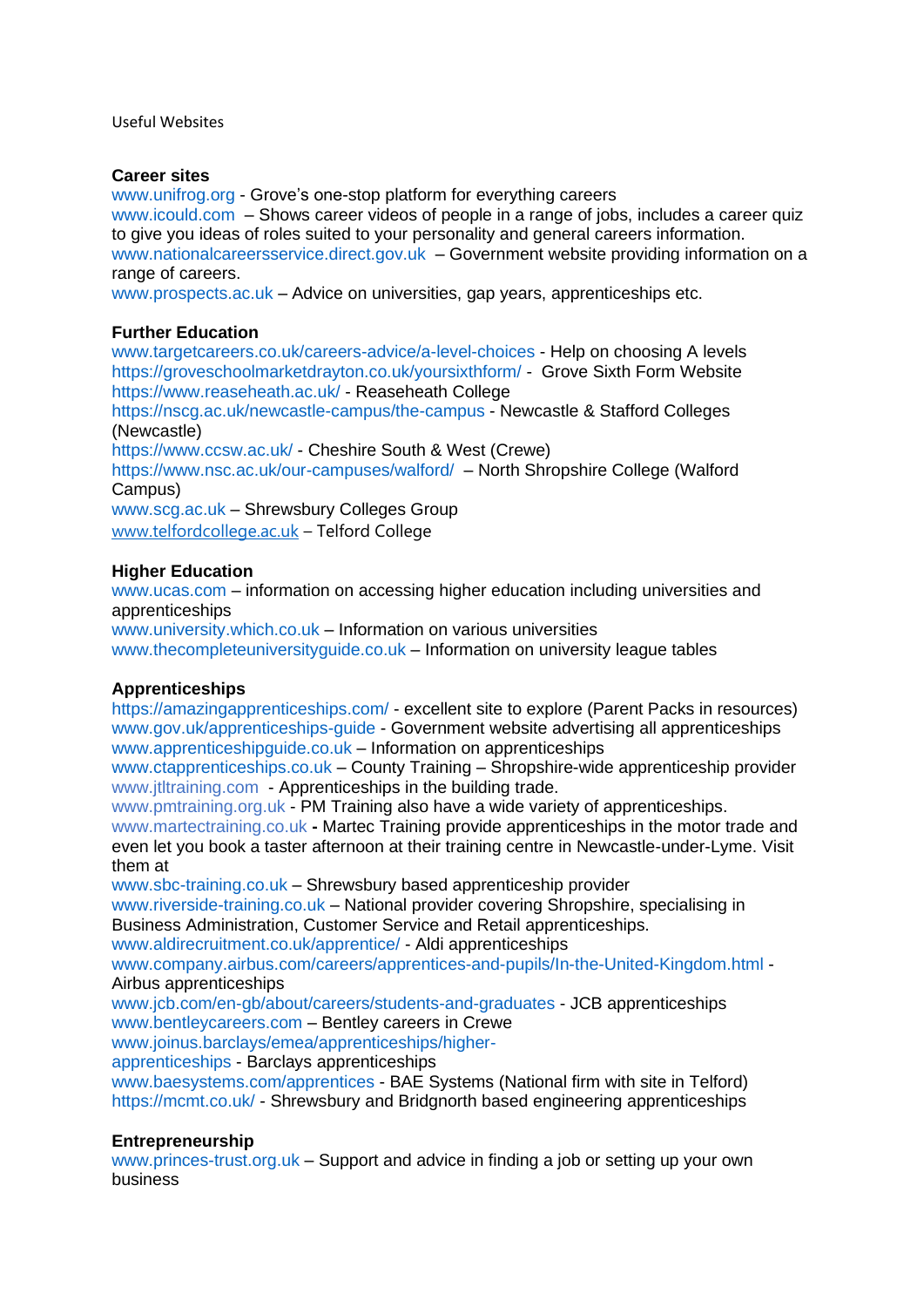Useful Websites

**Career sites**

www.unifrog.org - Grove's one-stop platform for everything careers
www.icould.com – Shows career videos of people in a range of jobs, includes a career quiz to give you ideas of roles suited to your personality and general careers information.
www.nationalcareersservice.direct.gov.uk – Government website providing information on a range of careers.
www.prospects.ac.uk – Advice on universities, gap years, apprenticeships etc.

**Further Education**

www.targetcareers.co.uk/careers-advice/a-level-choices - Help on choosing A levels
https://groveschoolmarketdrayton.co.uk/yoursixthform/ - Grove Sixth Form Website
https://www.reaseheath.ac.uk/ - Reaseheath College
https://nscg.ac.uk/newcastle-campus/the-campus - Newcastle & Stafford Colleges (Newcastle)
https://www.ccsw.ac.uk/ - Cheshire South & West (Crewe)
https://www.nsc.ac.uk/our-campuses/walford/ – North Shropshire College (Walford Campus)
www.scg.ac.uk – Shrewsbury Colleges Group
www.telfordcollege.ac.uk – Telford College

**Higher Education**

www.ucas.com – information on accessing higher education including universities and apprenticeships
www.university.which.co.uk – Information on various universities
www.thecompleteuniversityguide.co.uk – Information on university league tables

**Apprenticeships**

https://amazingapprenticeships.com/ - excellent site to explore (Parent Packs in resources)
www.gov.uk/apprenticeships-guide - Government website advertising all apprenticeships
www.apprenticeshipguide.co.uk – Information on apprenticeships
www.ctapprenticeships.co.uk – County Training – Shropshire-wide apprenticeship provider
www.jtltraining.com - Apprenticeships in the building trade.
www.pmtraining.org.uk - PM Training also have a wide variety of apprenticeships.
www.martectraining.co.uk **-** Martec Training provide apprenticeships in the motor trade and even let you book a taster afternoon at their training centre in Newcastle-under-Lyme. Visit them at
www.sbc-training.co.uk – Shrewsbury based apprenticeship provider
www.riverside-training.co.uk – National provider covering Shropshire, specialising in Business Administration, Customer Service and Retail apprenticeships.
www.aldirecruitment.co.uk/apprentice/ - Aldi apprenticeships
www.company.airbus.com/careers/apprentices-and-pupils/In-the-United-Kingdom.html - Airbus apprenticeships
www.jcb.com/en-gb/about/careers/students-and-graduates - JCB apprenticeships
www.bentleycareers.com – Bentley careers in Crewe
www.joinus.barclays/emea/apprenticeships/higher-apprenticeships - Barclays apprenticeships
www.baesystems.com/apprentices - BAE Systems (National firm with site in Telford)
https://mcmt.co.uk/ - Shrewsbury and Bridgnorth based engineering apprenticeships

**Entrepreneurship**

www.princes-trust.org.uk – Support and advice in finding a job or setting up your own business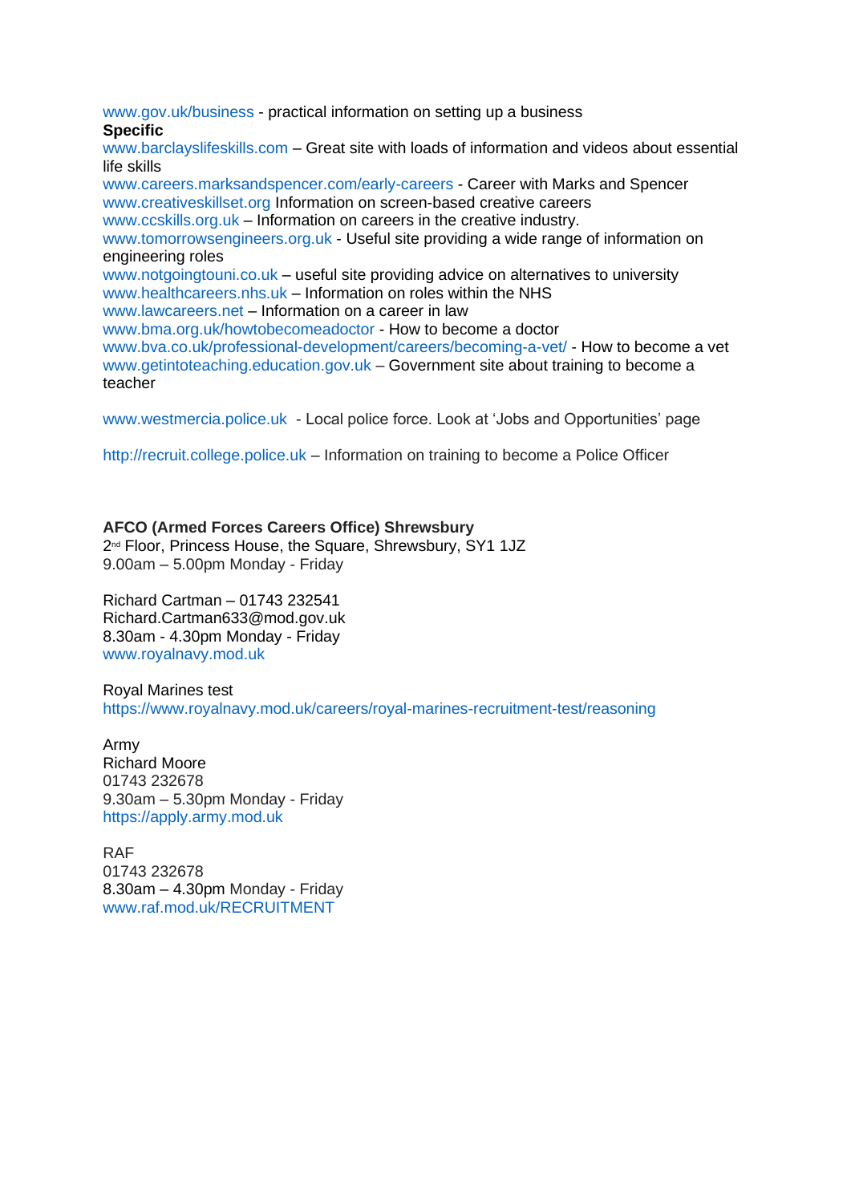www.gov.uk/business - practical information on setting up a business

**Specific**

www.barclayslifeskills.com – Great site with loads of information and videos about essential life skills

www.careers.marksandspencer.com/early-careers - Career with Marks and Spencer

www.creativeskillset.org Information on screen-based creative careers

www.ccskills.org.uk – Information on careers in the creative industry.

www.tomorrowsengineers.org.uk - Useful site providing a wide range of information on engineering roles

www.notgoingtouni.co.uk – useful site providing advice on alternatives to university

www.healthcareers.nhs.uk – Information on roles within the NHS

www.lawcareers.net – Information on a career in law

www.bma.org.uk/howtobecomeadoctor - How to become a doctor

www.bva.co.uk/professional-development/careers/becoming-a-vet/ - How to become a vet

www.getintoteaching.education.gov.uk – Government site about training to become a teacher

www.westmercia.police.uk - Local police force. Look at 'Jobs and Opportunities' page

http://recruit.college.police.uk – Information on training to become a Police Officer

**AFCO (Armed Forces Careers Office) Shrewsbury**

2nd Floor, Princess House, the Square, Shrewsbury, SY1 1JZ

9.00am – 5.00pm Monday - Friday

Richard Cartman – 01743 232541

Richard.Cartman633@mod.gov.uk

8.30am - 4.30pm Monday - Friday

www.royalnavy.mod.uk

Royal Marines test

https://www.royalnavy.mod.uk/careers/royal-marines-recruitment-test/reasoning

Army

Richard Moore

01743 232678

9.30am – 5.30pm Monday - Friday

https://apply.army.mod.uk

RAF

01743 232678

8.30am – 4.30pm Monday - Friday

www.raf.mod.uk/RECRUITMENT